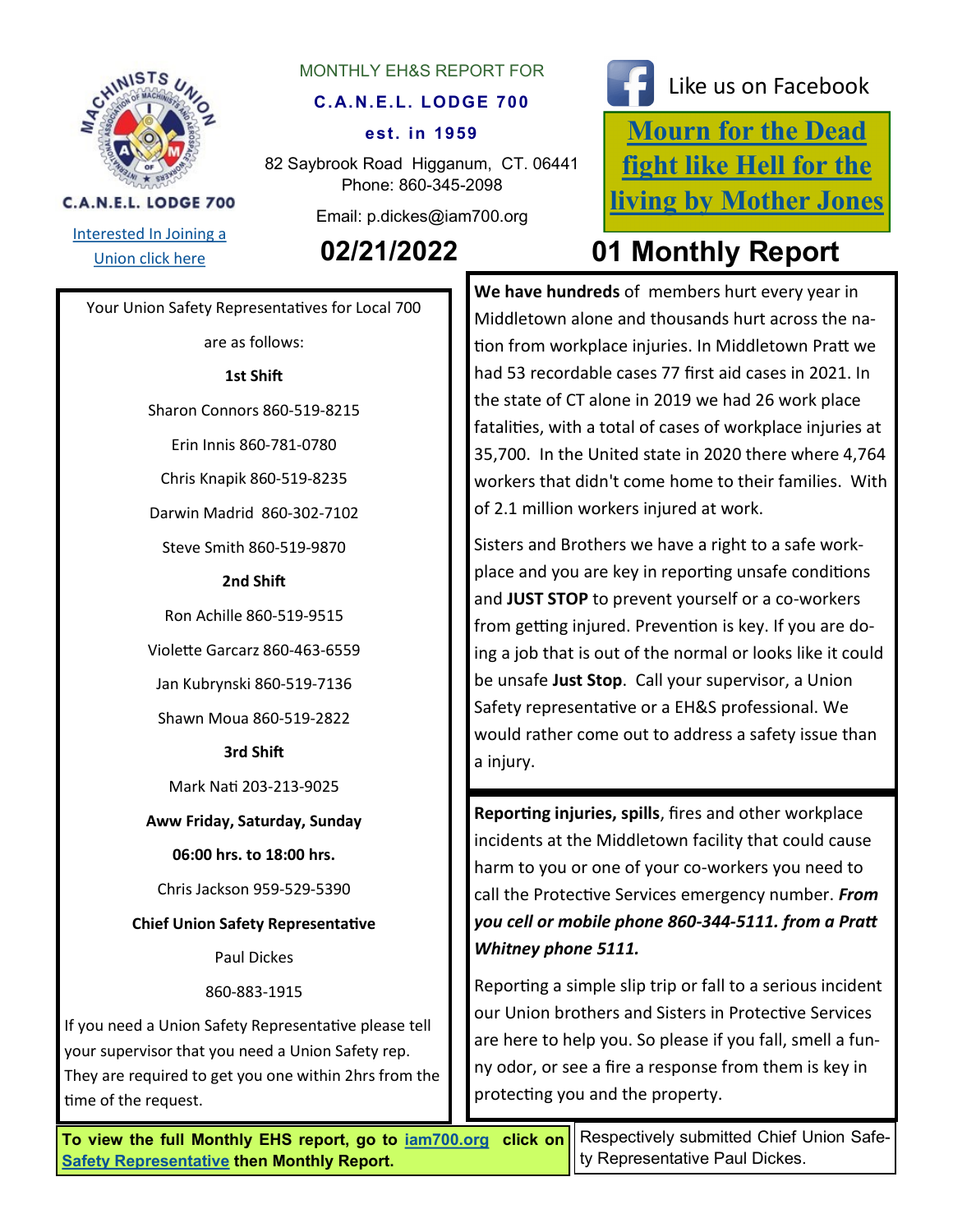C.A.N.E.L. LODGE 700

Interested In Joining a Union click here

MONTHLY EH&S REPORT FOR

**C.A.N.E.L. LODGE 700**

**est. in 1959**

82 Saybrook Road Higganum, CT. 06441
Phone: 860-345-2098

Email: p.dickes@iam700.org

Like us on Facebook

**Mourn for the Dead fight like Hell for the living by Mother Jones**

# 02/21/2022

# 01 Monthly Report

Your Union Safety Representatives for Local 700 are as follows:

**1st Shift**

Sharon Connors 860-519-8215

Erin Innis 860-781-0780

Chris Knapik 860-519-8235

Darwin Madrid 860-302-7102

Steve Smith 860-519-9870

**2nd Shift**

Ron Achille 860-519-9515

Violette Garcarz 860-463-6559

Jan Kubrynski 860-519-7136

Shawn Moua 860-519-2822

**3rd Shift**

Mark Nati 203-213-9025

**Aww Friday, Saturday, Sunday**

**06:00 hrs. to 18:00 hrs.**

Chris Jackson 959-529-5390

**Chief Union Safety Representative**

Paul Dickes

860-883-1915

If you need a Union Safety Representative please tell your supervisor that you need a Union Safety rep. They are required to get you one within 2hrs from the time of the request.

**We have hundreds** of members hurt every year in Middletown alone and thousands hurt across the nation from workplace injuries. In Middletown Pratt we had 53 recordable cases 77 first aid cases in 2021. In the state of CT alone in 2019 we had 26 work place fatalities, with a total of cases of workplace injuries at 35,700. In the United state in 2020 there where 4,764 workers that didn't come home to their families. With of 2.1 million workers injured at work.

Sisters and Brothers we have a right to a safe workplace and you are key in reporting unsafe conditions and **JUST STOP** to prevent yourself or a co-workers from getting injured. Prevention is key. If you are doing a job that is out of the normal or looks like it could be unsafe **Just Stop**. Call your supervisor, a Union Safety representative or a EH&S professional. We would rather come out to address a safety issue than a injury.

**Reporting injuries, spills**, fires and other workplace incidents at the Middletown facility that could cause harm to you or one of your co-workers you need to call the Protective Services emergency number. ***From you cell or mobile phone 860-344-5111. from a Pratt Whitney phone 5111.***

Reporting a simple slip trip or fall to a serious incident our Union brothers and Sisters in Protective Services are here to help you. So please if you fall, smell a funny odor, or see a fire a response from them is key in protecting you and the property.

**To view the full Monthly EHS report, go to iam700.org click on Safety Representative then Monthly Report.**

Respectively submitted Chief Union Safety Representative Paul Dickes.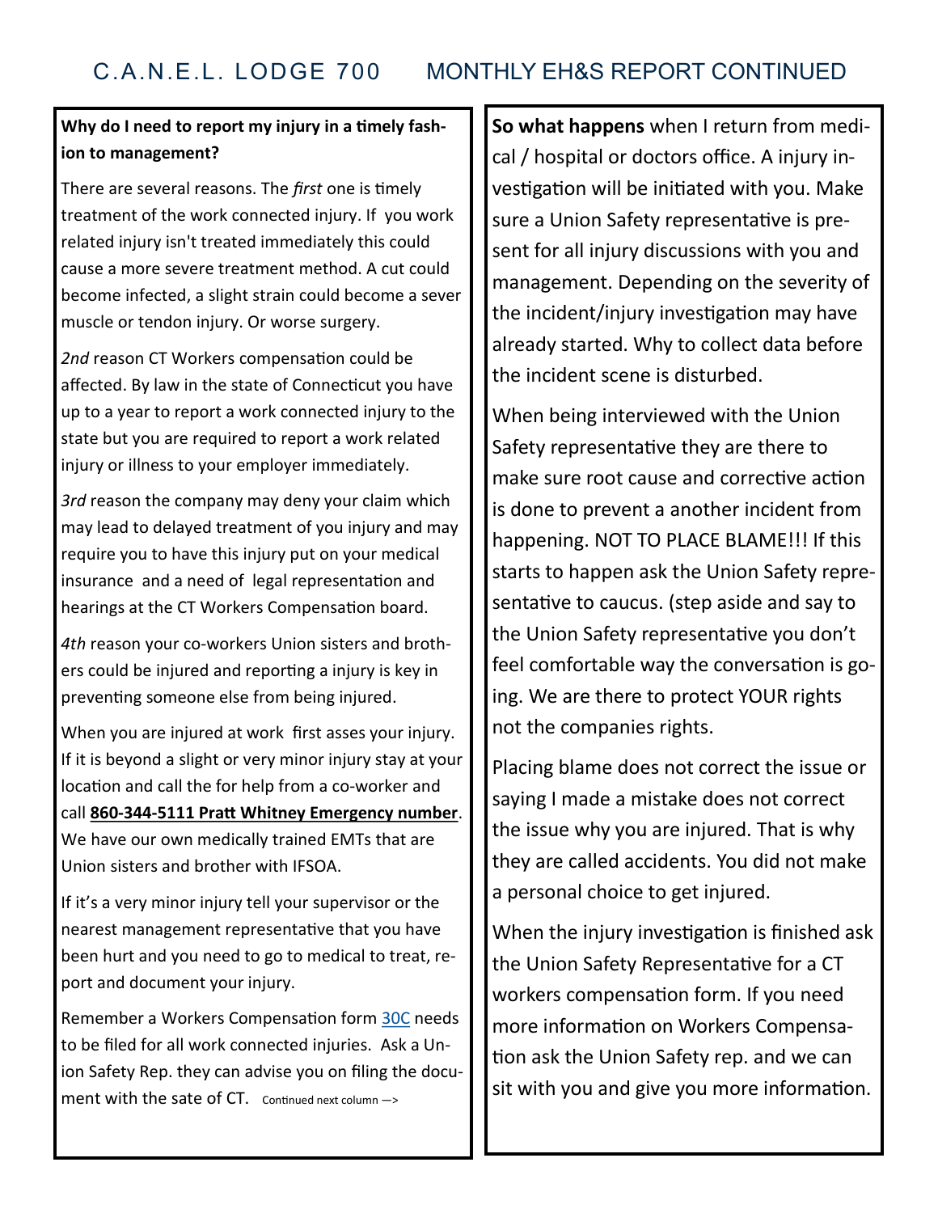# C.A.N.E.L. LODGE 700 MONTHLY EH&S REPORT CONTINUED

**Why do I need to report my injury in a timely fashion to management?**

There are several reasons. The *first* one is timely treatment of the work connected injury. If you work related injury isn't treated immediately this could cause a more severe treatment method. A cut could become infected, a slight strain could become a sever muscle or tendon injury. Or worse surgery.

*2nd* reason CT Workers compensation could be affected. By law in the state of Connecticut you have up to a year to report a work connected injury to the state but you are required to report a work related injury or illness to your employer immediately.

*3rd* reason the company may deny your claim which may lead to delayed treatment of you injury and may require you to have this injury put on your medical insurance and a need of legal representation and hearings at the CT Workers Compensation board.

*4th* reason your co-workers Union sisters and brothers could be injured and reporting a injury is key in preventing someone else from being injured.

When you are injured at work first asses your injury. If it is beyond a slight or very minor injury stay at your location and call the for help from a co-worker and call **860-344-5111 Pratt Whitney Emergency number**. We have our own medically trained EMTs that are Union sisters and brother with IFSOA.

If it's a very minor injury tell your supervisor or the nearest management representative that you have been hurt and you need to go to medical to treat, report and document your injury.

Remember a Workers Compensation form 30C needs to be filed for all work connected injuries. Ask a Union Safety Rep. they can advise you on filing the document with the sate of CT. Continued next column —>

**So what happens** when I return from medical / hospital or doctors office. A injury investigation will be initiated with you. Make sure a Union Safety representative is present for all injury discussions with you and management. Depending on the severity of the incident/injury investigation may have already started. Why to collect data before the incident scene is disturbed.

When being interviewed with the Union Safety representative they are there to make sure root cause and corrective action is done to prevent a another incident from happening. NOT TO PLACE BLAME!!! If this starts to happen ask the Union Safety representative to caucus. (step aside and say to the Union Safety representative you don't feel comfortable way the conversation is going. We are there to protect YOUR rights not the companies rights.

Placing blame does not correct the issue or saying I made a mistake does not correct the issue why you are injured. That is why they are called accidents. You did not make a personal choice to get injured.

When the injury investigation is finished ask the Union Safety Representative for a CT workers compensation form. If you need more information on Workers Compensation ask the Union Safety rep. and we can sit with you and give you more information.